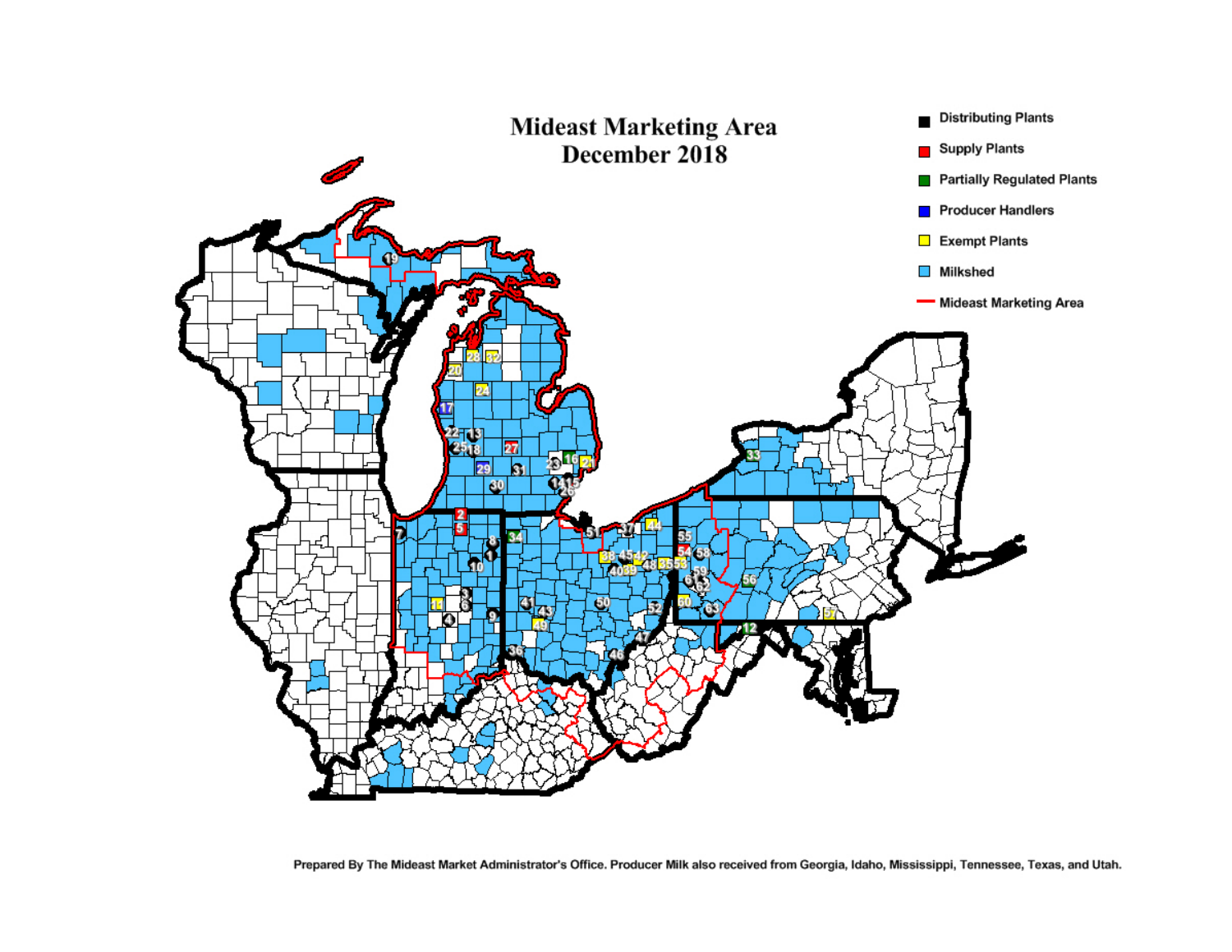# Mideast Marketing Area
## December 2018

- Distributing Plants
- Supply Plants
- Partially Regulated Plants
- Producer Handlers
- Exempt Plants
- Milkshed
- Mideast Marketing Area

Prepared By The Mideast Market Administrator's Office. Producer Milk also received from Georgia, Idaho, Mississippi, Tennessee, Texas, and Utah.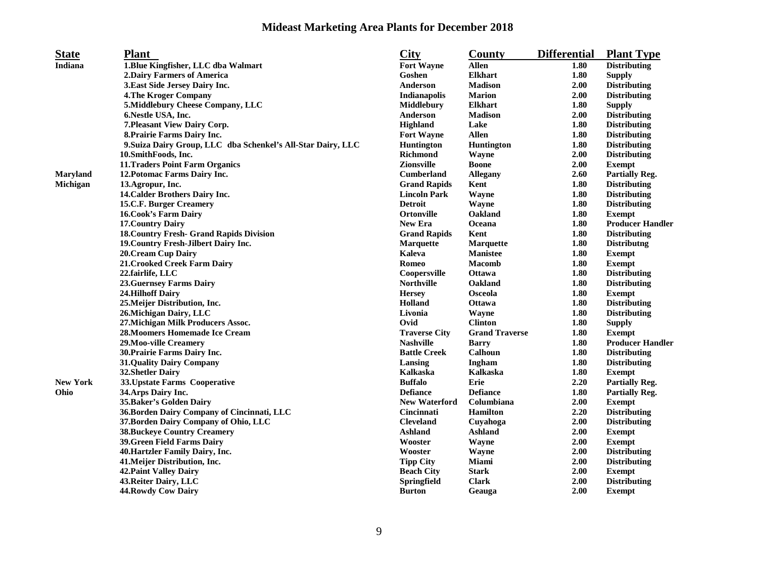# Mideast Marketing Area Plants for December 2018

| State | Plant | City | County | Differential | Plant Type |
|---|---|---|---|---|---|
| Indiana | 1.Blue Kingfisher, LLC dba Walmart | Fort Wayne | Allen | 1.80 | Distributing |
| | 2.Dairy Farmers of America | Goshen | Elkhart | 1.80 | Supply |
| | 3.East Side Jersey Dairy Inc. | Anderson | Madison | 2.00 | Distributing |
| | 4.The Kroger Company | Indianapolis | Marion | 2.00 | Distributing |
| | 5.Middlebury Cheese Company, LLC | Middlebury | Elkhart | 1.80 | Supply |
| | 6.Nestle USA, Inc. | Anderson | Madison | 2.00 | Distributing |
| | 7.Pleasant View Dairy Corp. | Highland | Lake | 1.80 | Distributing |
| | 8.Prairie Farms Dairy Inc. | Fort Wayne | Allen | 1.80 | Distributing |
| | 9.Suiza Dairy Group, LLC dba Schenkel's All-Star Dairy, LLC | Huntington | Huntington | 1.80 | Distributing |
| | 10.SmithFoods, Inc. | Richmond | Wayne | 2.00 | Distributing |
| | 11.Traders Point Farm Organics | Zionsville | Boone | 2.00 | Exempt |
| Maryland | 12.Potomac Farms Dairy Inc. | Cumberland | Allegany | 2.60 | Partially Reg. |
| Michigan | 13.Agropur, Inc. | Grand Rapids | Kent | 1.80 | Distributing |
| | 14.Calder Brothers Dairy Inc. | Lincoln Park | Wayne | 1.80 | Distributing |
| | 15.C.F. Burger Creamery | Detroit | Wayne | 1.80 | Distributing |
| | 16.Cook's Farm Dairy | Ortonville | Oakland | 1.80 | Exempt |
| | 17.Country Dairy | New Era | Oceana | 1.80 | Producer Handler |
| | 18.Country Fresh- Grand Rapids Division | Grand Rapids | Kent | 1.80 | Distributing |
| | 19.Country Fresh-Jilbert Dairy Inc. | Marquette | Marquette | 1.80 | Distributng |
| | 20.Cream Cup Dairy | Kaleva | Manistee | 1.80 | Exempt |
| | 21.Crooked Creek Farm Dairy | Romeo | Macomb | 1.80 | Exempt |
| | 22.fairlife, LLC | Coopersville | Ottawa | 1.80 | Distributing |
| | 23.Guernsey Farms Dairy | Northville | Oakland | 1.80 | Distributing |
| | 24.Hilhoff Dairy | Hersey | Osceola | 1.80 | Exempt |
| | 25.Meijer Distribution, Inc. | Holland | Ottawa | 1.80 | Distributing |
| | 26.Michigan Dairy, LLC | Livonia | Wayne | 1.80 | Distributing |
| | 27.Michigan Milk Producers Assoc. | Ovid | Clinton | 1.80 | Supply |
| | 28.Moomers Homemade Ice Cream | Traverse City | Grand Traverse | 1.80 | Exempt |
| | 29.Moo-ville Creamery | Nashville | Barry | 1.80 | Producer Handler |
| | 30.Prairie Farms Dairy Inc. | Battle Creek | Calhoun | 1.80 | Distributing |
| | 31.Quality Dairy Company | Lansing | Ingham | 1.80 | Distributing |
| | 32.Shetler Dairy | Kalkaska | Kalkaska | 1.80 | Exempt |
| New York | 33.Upstate Farms Cooperative | Buffalo | Erie | 2.20 | Partially Reg. |
| Ohio | 34.Arps Dairy Inc. | Defiance | Defiance | 1.80 | Partially Reg. |
| | 35.Baker's Golden Dairy | New Waterford | Columbiana | 2.00 | Exempt |
| | 36.Borden Dairy Company of Cincinnati, LLC | Cincinnati | Hamilton | 2.20 | Distributing |
| | 37.Borden Dairy Company of Ohio, LLC | Cleveland | Cuyahoga | 2.00 | Distributing |
| | 38.Buckeye Country Creamery | Ashland | Ashland | 2.00 | Exempt |
| | 39.Green Field Farms Dairy | Wooster | Wayne | 2.00 | Exempt |
| | 40.Hartzler Family Dairy, Inc. | Wooster | Wayne | 2.00 | Distributing |
| | 41.Meijer Distribution, Inc. | Tipp City | Miami | 2.00 | Distributing |
| | 42.Paint Valley Dairy | Beach City | Stark | 2.00 | Exempt |
| | 43.Reiter Dairy, LLC | Springfield | Clark | 2.00 | Distributing |
| | 44.Rowdy Cow Dairy | Burton | Geauga | 2.00 | Exempt |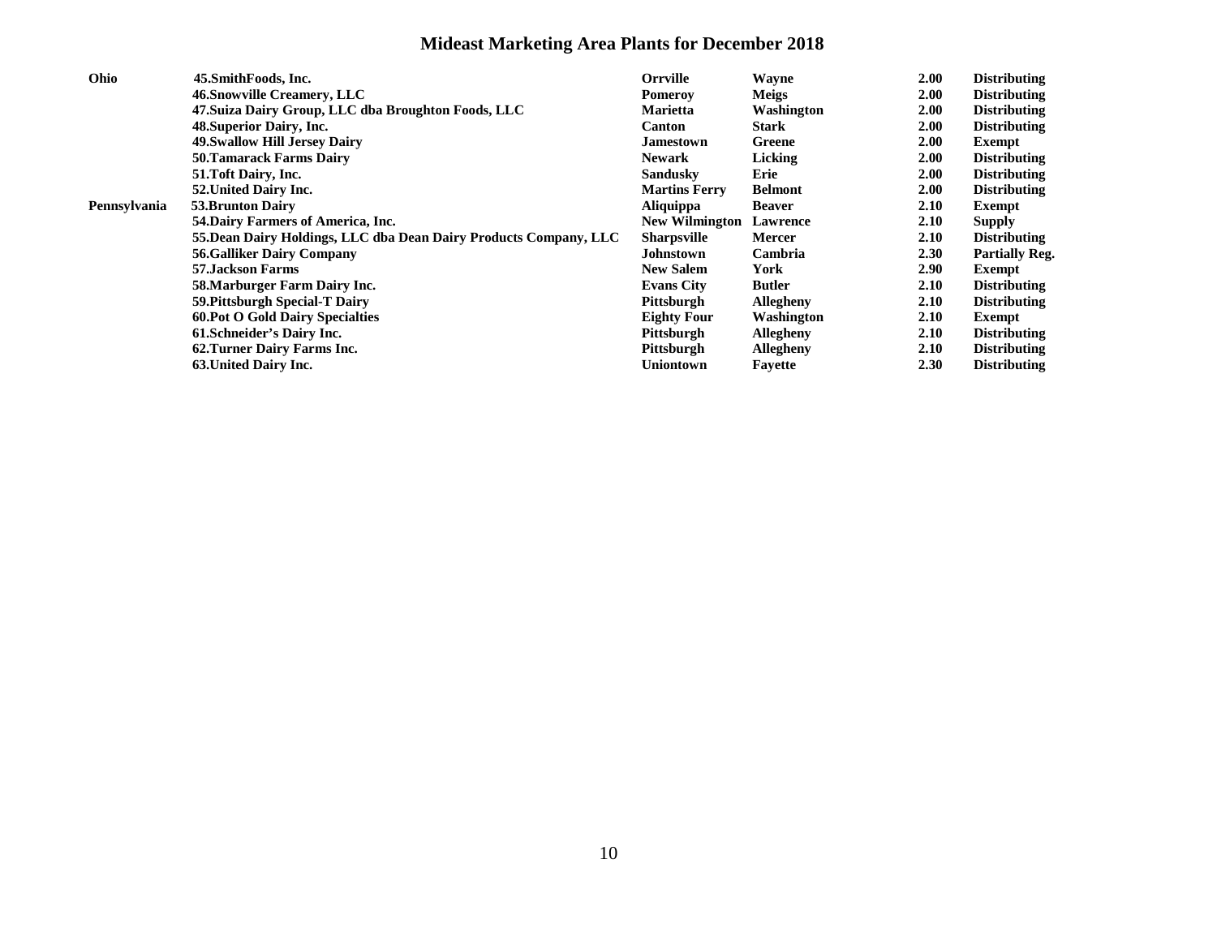# Mideast Marketing Area Plants for December 2018

| | | | | | |
|---|---|---|---|---|---|
| Ohio | 45.SmithFoods, Inc. | Orrville | Wayne | 2.00 | Distributing |
| | 46.Snowville Creamery, LLC | Pomeroy | Meigs | 2.00 | Distributing |
| | 47.Suiza Dairy Group, LLC dba Broughton Foods, LLC | Marietta | Washington | 2.00 | Distributing |
| | 48.Superior Dairy, Inc. | Canton | Stark | 2.00 | Distributing |
| | 49.Swallow Hill Jersey Dairy | Jamestown | Greene | 2.00 | Exempt |
| | 50.Tamarack Farms Dairy | Newark | Licking | 2.00 | Distributing |
| | 51.Toft Dairy, Inc. | Sandusky | Erie | 2.00 | Distributing |
| | 52.United Dairy Inc. | Martins Ferry | Belmont | 2.00 | Distributing |
| Pennsylvania | 53.Brunton Dairy | Aliquippa | Beaver | 2.10 | Exempt |
| | 54.Dairy Farmers of America, Inc. | New Wilmington | Lawrence | 2.10 | Supply |
| | 55.Dean Dairy Holdings, LLC dba Dean Dairy Products Company, LLC | Sharpsville | Mercer | 2.10 | Distributing |
| | 56.Galliker Dairy Company | Johnstown | Cambria | 2.30 | Partially Reg. |
| | 57.Jackson Farms | New Salem | York | 2.90 | Exempt |
| | 58.Marburger Farm Dairy Inc. | Evans City | Butler | 2.10 | Distributing |
| | 59.Pittsburgh Special-T Dairy | Pittsburgh | Allegheny | 2.10 | Distributing |
| | 60.Pot O Gold Dairy Specialties | Eighty Four | Washington | 2.10 | Exempt |
| | 61.Schneider's Dairy Inc. | Pittsburgh | Allegheny | 2.10 | Distributing |
| | 62.Turner Dairy Farms Inc. | Pittsburgh | Allegheny | 2.10 | Distributing |
| | 63.United Dairy Inc. | Uniontown | Fayette | 2.30 | Distributing |